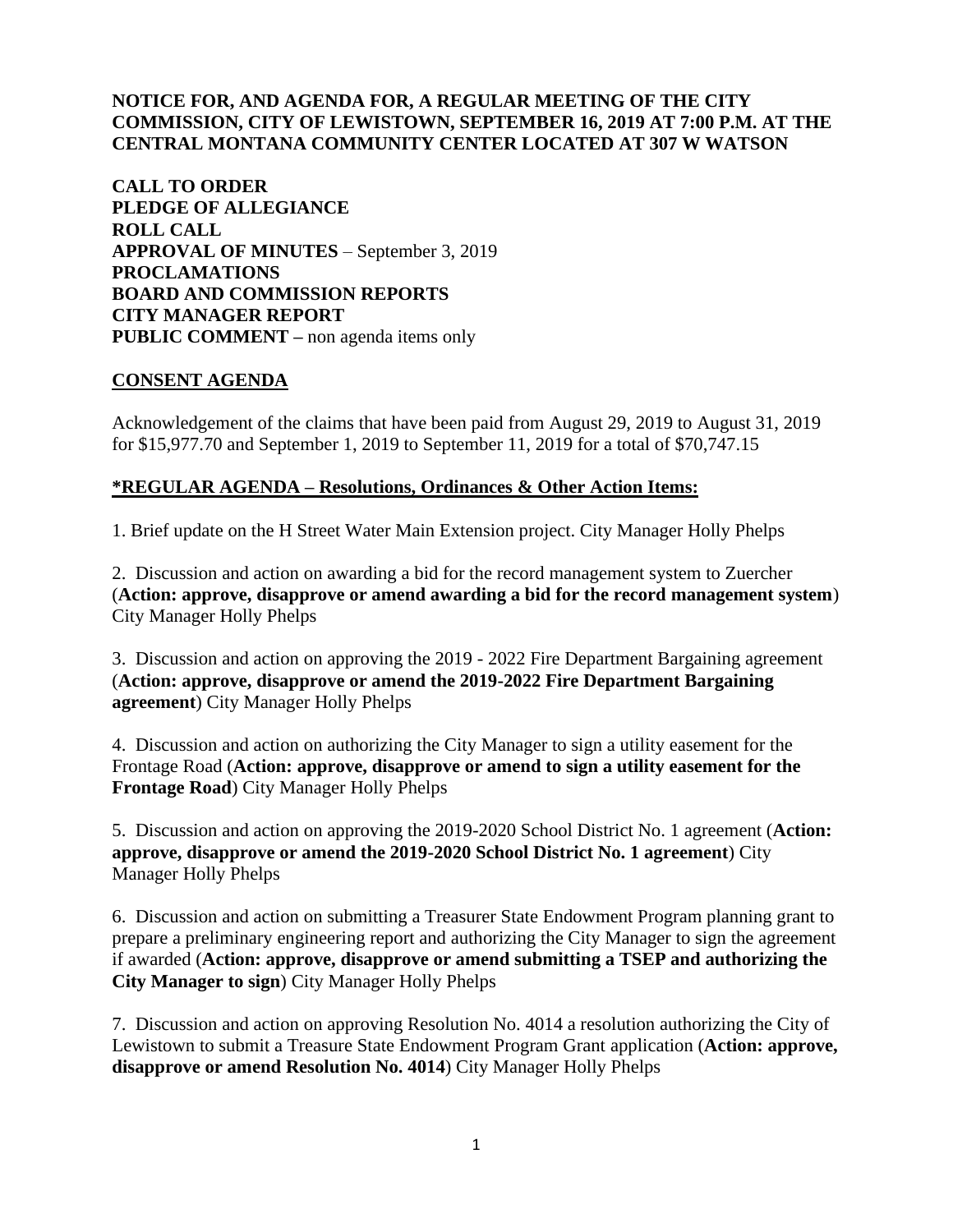**NOTICE FOR, AND AGENDA FOR, A REGULAR MEETING OF THE CITY COMMISSION, CITY OF LEWISTOWN, SEPTEMBER 16, 2019 AT 7:00 P.M. AT THE CENTRAL MONTANA COMMUNITY CENTER LOCATED AT 307 W WATSON**

**CALL TO ORDER**
**PLEDGE OF ALLEGIANCE**
**ROLL CALL**
**APPROVAL OF MINUTES** – September 3, 2019
**PROCLAMATIONS**
**BOARD AND COMMISSION REPORTS**
**CITY MANAGER REPORT**
**PUBLIC COMMENT –** non agenda items only

**CONSENT AGENDA**

Acknowledgement of the claims that have been paid from August 29, 2019 to August 31, 2019 for $15,977.70 and September 1, 2019 to September 11, 2019 for a total of $70,747.15

**\*REGULAR AGENDA – Resolutions, Ordinances & Other Action Items:**

1. Brief update on the H Street Water Main Extension project. City Manager Holly Phelps

2. Discussion and action on awarding a bid for the record management system to Zuercher (**Action: approve, disapprove or amend awarding a bid for the record management system**) City Manager Holly Phelps

3. Discussion and action on approving the 2019 - 2022 Fire Department Bargaining agreement (**Action: approve, disapprove or amend the 2019-2022 Fire Department Bargaining agreement**) City Manager Holly Phelps

4. Discussion and action on authorizing the City Manager to sign a utility easement for the Frontage Road (**Action: approve, disapprove or amend to sign a utility easement for the Frontage Road**) City Manager Holly Phelps

5. Discussion and action on approving the 2019-2020 School District No. 1 agreement (**Action: approve, disapprove or amend the 2019-2020 School District No. 1 agreement**) City Manager Holly Phelps

6. Discussion and action on submitting a Treasurer State Endowment Program planning grant to prepare a preliminary engineering report and authorizing the City Manager to sign the agreement if awarded (**Action: approve, disapprove or amend submitting a TSEP and authorizing the City Manager to sign**) City Manager Holly Phelps

7. Discussion and action on approving Resolution No. 4014 a resolution authorizing the City of Lewistown to submit a Treasure State Endowment Program Grant application (**Action: approve, disapprove or amend Resolution No. 4014**) City Manager Holly Phelps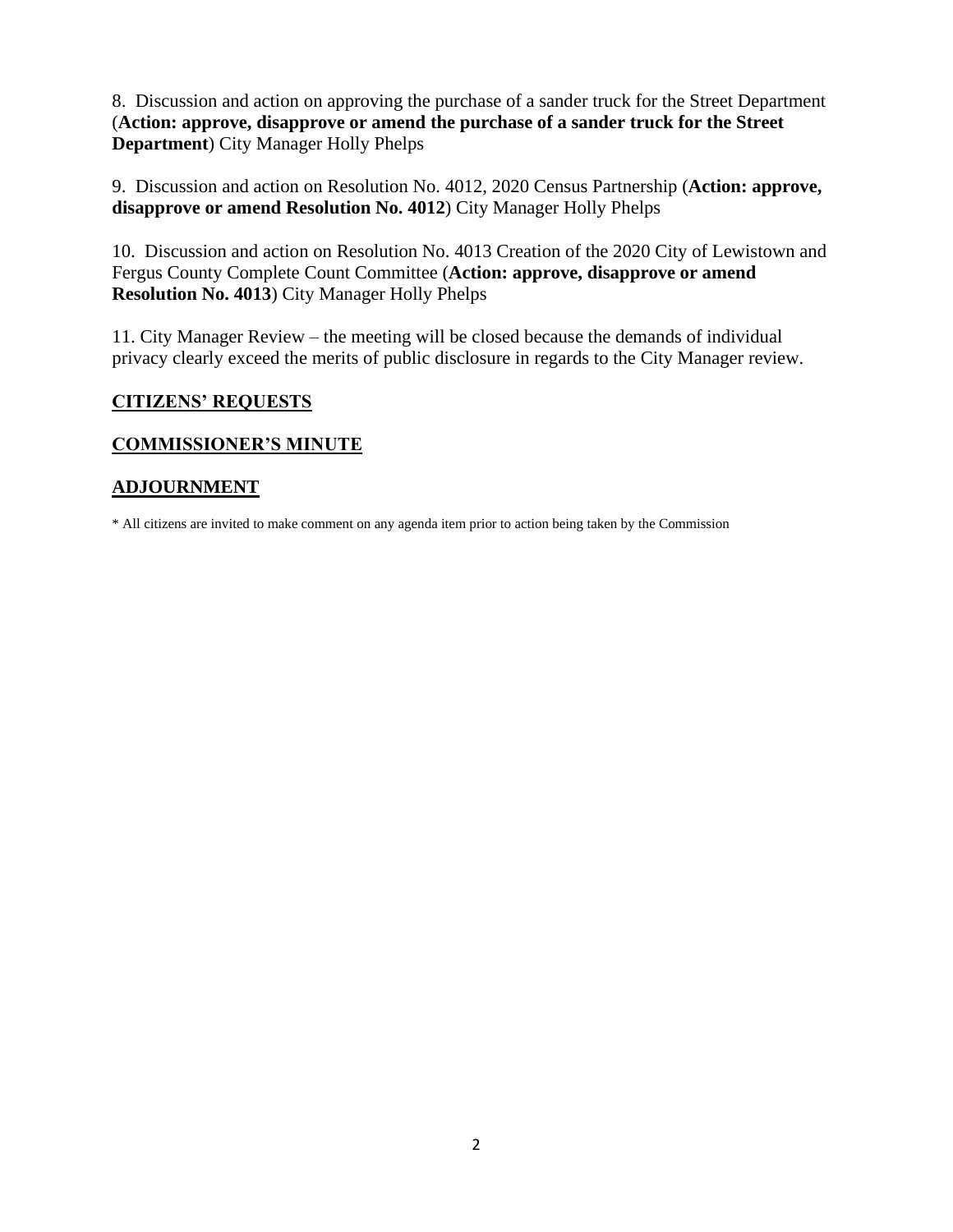8. Discussion and action on approving the purchase of a sander truck for the Street Department (**Action: approve, disapprove or amend the purchase of a sander truck for the Street Department**) City Manager Holly Phelps

9. Discussion and action on Resolution No. 4012, 2020 Census Partnership (**Action: approve, disapprove or amend Resolution No. 4012**) City Manager Holly Phelps

10. Discussion and action on Resolution No. 4013 Creation of the 2020 City of Lewistown and Fergus County Complete Count Committee (**Action: approve, disapprove or amend Resolution No. 4013**) City Manager Holly Phelps

11. City Manager Review – the meeting will be closed because the demands of individual privacy clearly exceed the merits of public disclosure in regards to the City Manager review.

## CITIZENS' REQUESTS

## COMMISSIONER'S MINUTE

## ADJOURNMENT

\* All citizens are invited to make comment on any agenda item prior to action being taken by the Commission